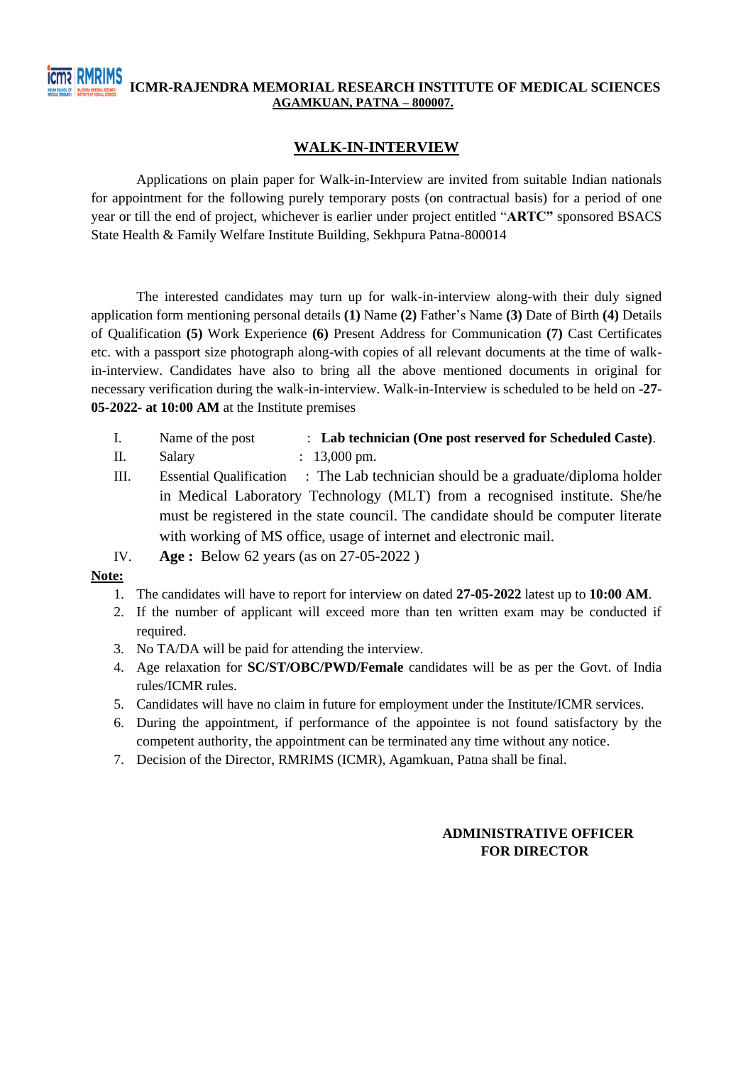**ICMR-RAJENDRA MEMORIAL RESEARCH INSTITUTE OF MEDICAL SCIENCES**
**AGAMKUAN, PATNA – 800007.**

## WALK-IN-INTERVIEW

Applications on plain paper for Walk-in-Interview are invited from suitable Indian nationals for appointment for the following purely temporary posts (on contractual basis) for a period of one year or till the end of project, whichever is earlier under project entitled "**ARTC"** sponsored BSACS State Health & Family Welfare Institute Building, Sekhpura Patna-800014

The interested candidates may turn up for walk-in-interview along-with their duly signed application form mentioning personal details **(1)** Name **(2)** Father's Name **(3)** Date of Birth **(4)** Details of Qualification **(5)** Work Experience **(6)** Present Address for Communication **(7)** Cast Certificates etc. with a passport size photograph along-with copies of all relevant documents at the time of walk-in-interview. Candidates have also to bring all the above mentioned documents in original for necessary verification during the walk-in-interview. Walk-in-Interview is scheduled to be held on **-27-05-2022- at 10:00 AM** at the Institute premises

I. Name of the post : **Lab technician (One post reserved for Scheduled Caste)**.

II. Salary : 13,000 pm.

III. Essential Qualification : The Lab technician should be a graduate/diploma holder in Medical Laboratory Technology (MLT) from a recognised institute. She/he must be registered in the state council. The candidate should be computer literate with working of MS office, usage of internet and electronic mail.

IV. **Age :** Below 62 years (as on 27-05-2022 )

**Note:**

1. The candidates will have to report for interview on dated **27-05-2022** latest up to **10:00 AM**.
2. If the number of applicant will exceed more than ten written exam may be conducted if required.
3. No TA/DA will be paid for attending the interview.
4. Age relaxation for **SC/ST/OBC/PWD/Female** candidates will be as per the Govt. of India rules/ICMR rules.
5. Candidates will have no claim in future for employment under the Institute/ICMR services.
6. During the appointment, if performance of the appointee is not found satisfactory by the competent authority, the appointment can be terminated any time without any notice.
7. Decision of the Director, RMRIMS (ICMR), Agamkuan, Patna shall be final.

**ADMINISTRATIVE OFFICER**
**FOR DIRECTOR**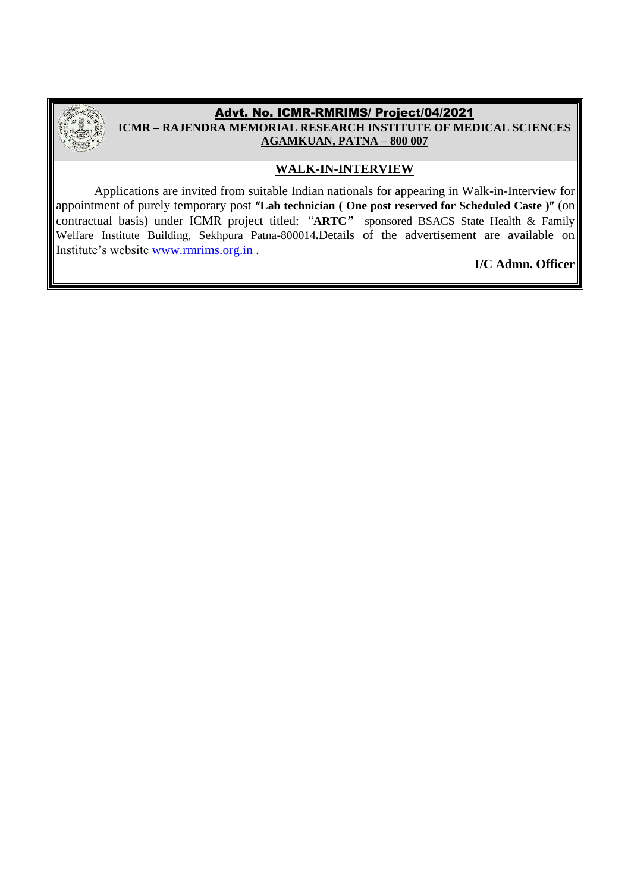## Advt. No. ICMR-RMRIMS/ Project/04/2021

**ICMR – RAJENDRA MEMORIAL RESEARCH INSTITUTE OF MEDICAL SCIENCES**

**AGAMKUAN, PATNA – 800 007**

## WALK-IN-INTERVIEW

Applications are invited from suitable Indian nationals for appearing in Walk-in-Interview for appointment of purely temporary post **"Lab technician ( One post reserved for Scheduled Caste )"** (on contractual basis) under ICMR project titled: "**ARTC**" sponsored BSACS State Health & Family Welfare Institute Building, Sekhpura Patna-800014**.**Details of the advertisement are available on Institute's website www.rmrims.org.in .

**I/C Admn. Officer**